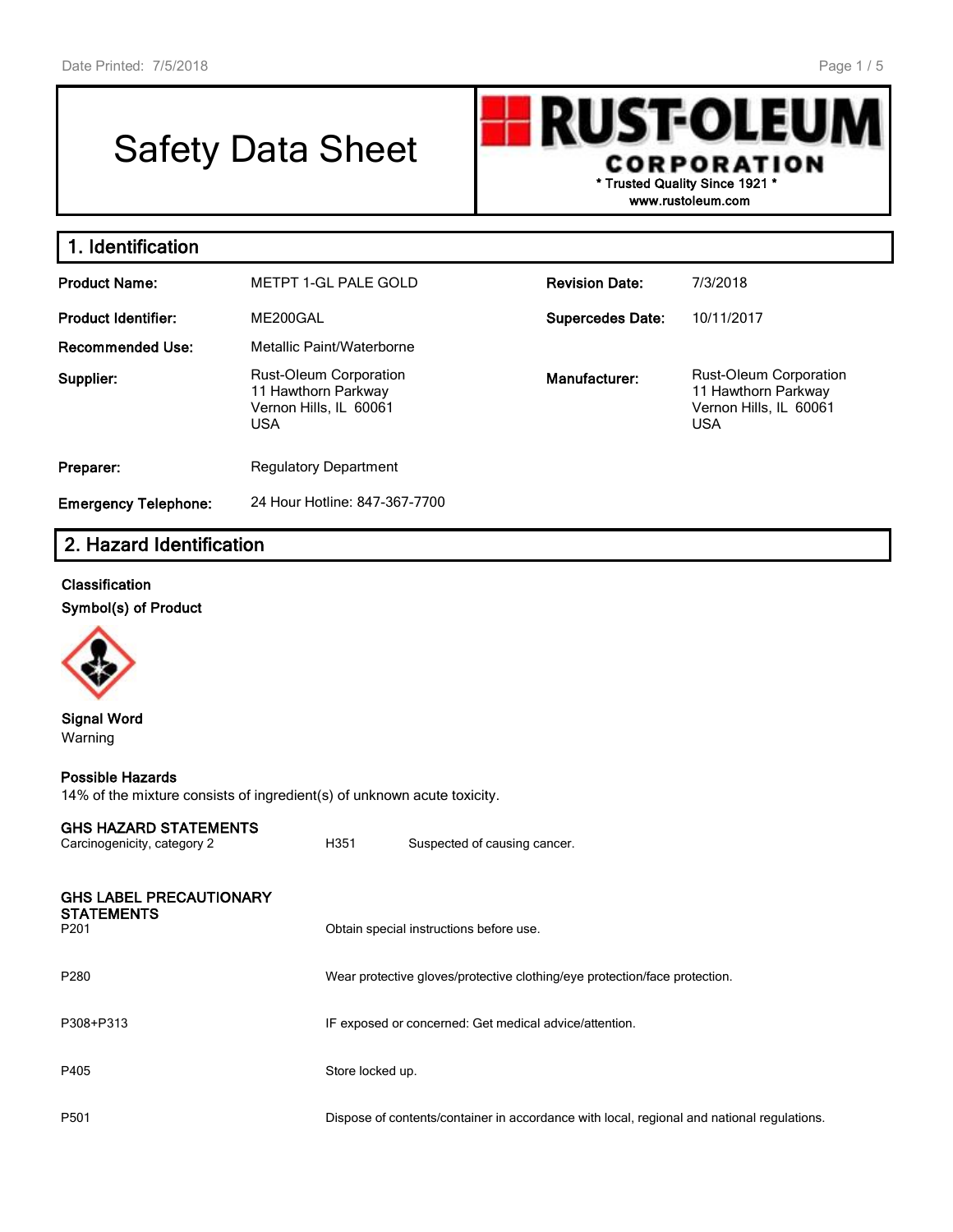# Safety Data Sheet

**RUST-OLEUM CORPORATION**
\* Trusted Quality Since 1921 \*
www.rustoleum.com

## 1. Identification

| | | | |
|---|---|---|---|
| **Product Name:** | METPT 1-GL PALE GOLD | **Revision Date:** | 7/3/2018 |
| **Product Identifier:** | ME200GAL | **Supercedes Date:** | 10/11/2017 |
| **Recommended Use:** | Metallic Paint/Waterborne | | |
| **Supplier:** | Rust-Oleum Corporation<br>11 Hawthorn Parkway<br>Vernon Hills, IL 60061<br>USA | **Manufacturer:** | Rust-Oleum Corporation<br>11 Hawthorn Parkway<br>Vernon Hills, IL 60061<br>USA |
| **Preparer:** | Regulatory Department | | |
| **Emergency Telephone:** | 24 Hour Hotline: 847-367-7700 | | |

## 2. Hazard Identification

**Classification**

**Symbol(s) of Product**

**Signal Word**
Warning

**Possible Hazards**
14% of the mixture consists of ingredient(s) of unknown acute toxicity.

**GHS HAZARD STATEMENTS**

| | | |
|---|---|---|
| Carcinogenicity, category 2 | H351 | Suspected of causing cancer. |

**GHS LABEL PRECAUTIONARY STATEMENTS**

| | |
|---|---|
| P201 | Obtain special instructions before use. |
| P280 | Wear protective gloves/protective clothing/eye protection/face protection. |
| P308+P313 | IF exposed or concerned: Get medical advice/attention. |
| P405 | Store locked up. |
| P501 | Dispose of contents/container in accordance with local, regional and national regulations. |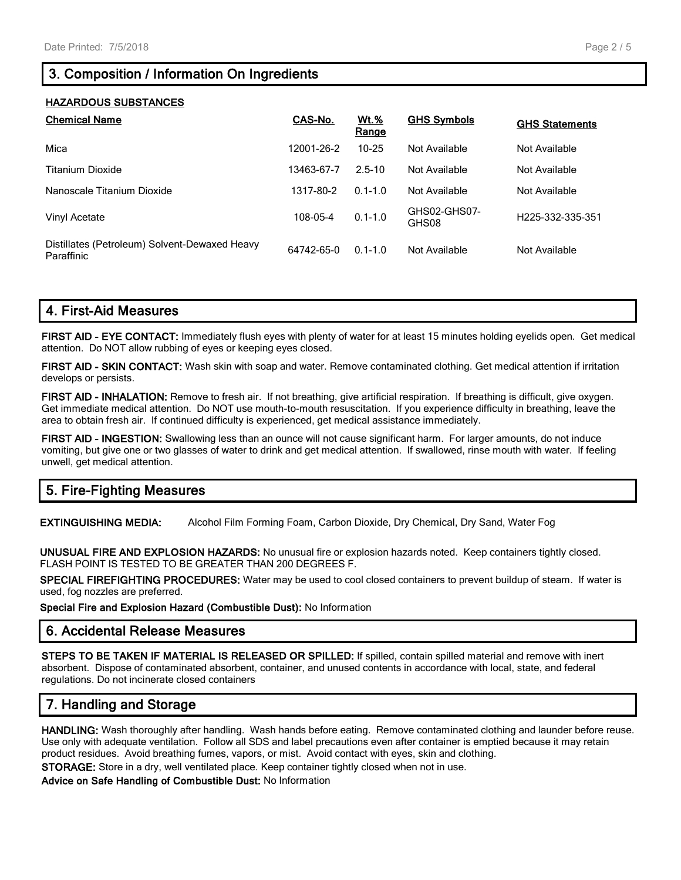## 3. Composition / Information On Ingredients

**HAZARDOUS SUBSTANCES**

| Chemical Name | CAS-No. | Wt.% Range | GHS Symbols | GHS Statements |
|---|---|---|---|---|
| Mica | 12001-26-2 | 10-25 | Not Available | Not Available |
| Titanium Dioxide | 13463-67-7 | 2.5-10 | Not Available | Not Available |
| Nanoscale Titanium Dioxide | 1317-80-2 | 0.1-1.0 | Not Available | Not Available |
| Vinyl Acetate | 108-05-4 | 0.1-1.0 | GHS02-GHS07-GHS08 | H225-332-335-351 |
| Distillates (Petroleum) Solvent-Dewaxed Heavy Paraffinic | 64742-65-0 | 0.1-1.0 | Not Available | Not Available |

## 4. First-Aid Measures

**FIRST AID - EYE CONTACT:** Immediately flush eyes with plenty of water for at least 15 minutes holding eyelids open. Get medical attention. Do NOT allow rubbing of eyes or keeping eyes closed.

**FIRST AID - SKIN CONTACT:** Wash skin with soap and water. Remove contaminated clothing. Get medical attention if irritation develops or persists.

**FIRST AID - INHALATION:** Remove to fresh air. If not breathing, give artificial respiration. If breathing is difficult, give oxygen. Get immediate medical attention. Do NOT use mouth-to-mouth resuscitation. If you experience difficulty in breathing, leave the area to obtain fresh air. If continued difficulty is experienced, get medical assistance immediately.

**FIRST AID - INGESTION:** Swallowing less than an ounce will not cause significant harm. For larger amounts, do not induce vomiting, but give one or two glasses of water to drink and get medical attention. If swallowed, rinse mouth with water. If feeling unwell, get medical attention.

## 5. Fire-Fighting Measures

**EXTINGUISHING MEDIA:** Alcohol Film Forming Foam, Carbon Dioxide, Dry Chemical, Dry Sand, Water Fog

**UNUSUAL FIRE AND EXPLOSION HAZARDS:** No unusual fire or explosion hazards noted. Keep containers tightly closed. FLASH POINT IS TESTED TO BE GREATER THAN 200 DEGREES F.

**SPECIAL FIREFIGHTING PROCEDURES:** Water may be used to cool closed containers to prevent buildup of steam. If water is used, fog nozzles are preferred.

**Special Fire and Explosion Hazard (Combustible Dust):** No Information

## 6. Accidental Release Measures

**STEPS TO BE TAKEN IF MATERIAL IS RELEASED OR SPILLED:** If spilled, contain spilled material and remove with inert absorbent. Dispose of contaminated absorbent, container, and unused contents in accordance with local, state, and federal regulations. Do not incinerate closed containers

## 7. Handling and Storage

**HANDLING:** Wash thoroughly after handling. Wash hands before eating. Remove contaminated clothing and launder before reuse. Use only with adequate ventilation. Follow all SDS and label precautions even after container is emptied because it may retain product residues. Avoid breathing fumes, vapors, or mist. Avoid contact with eyes, skin and clothing.

**STORAGE:** Store in a dry, well ventilated place. Keep container tightly closed when not in use.

**Advice on Safe Handling of Combustible Dust:** No Information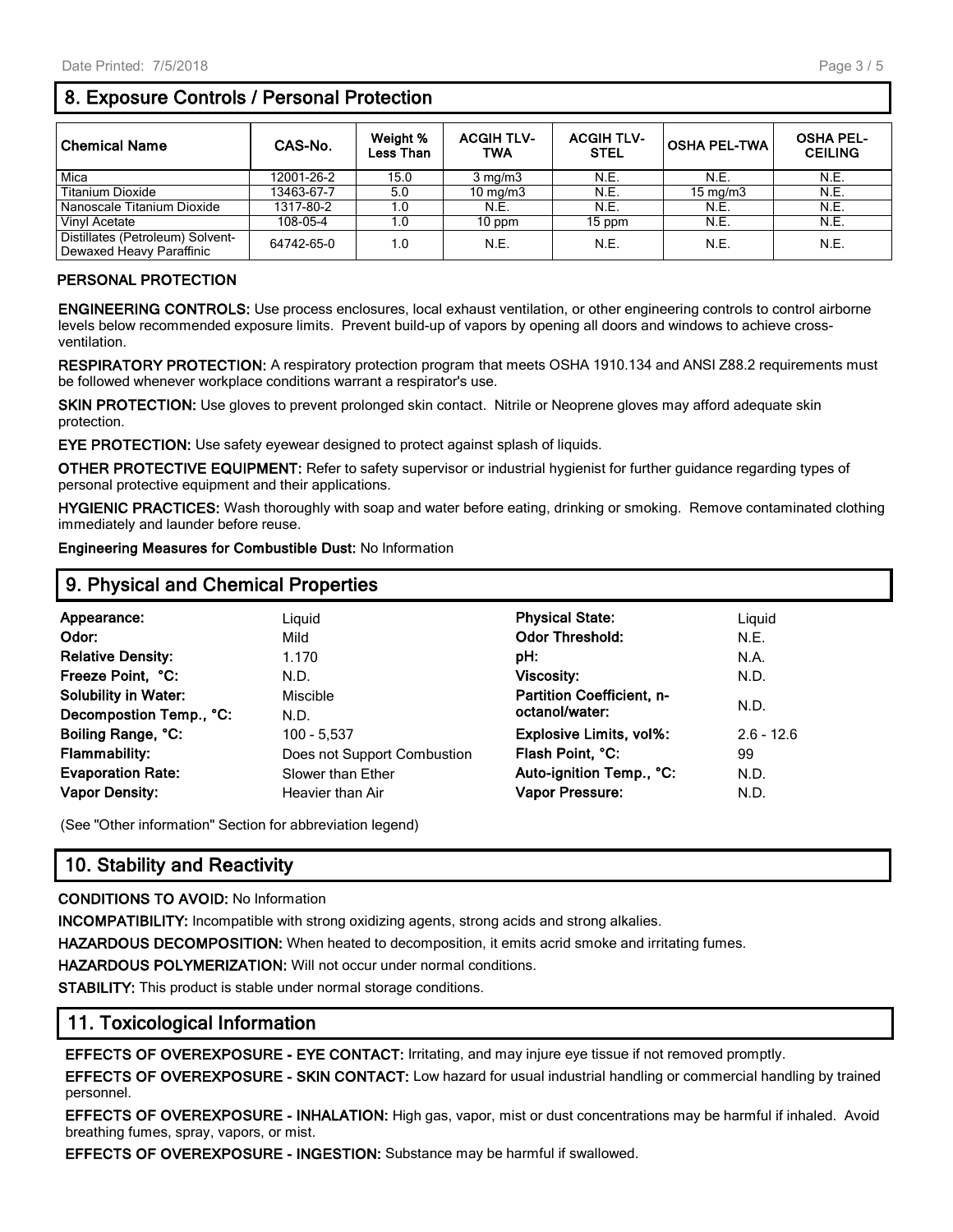## 8. Exposure Controls / Personal Protection

| Chemical Name | CAS-No. | Weight % Less Than | ACGIH TLV-TWA | ACGIH TLV-STEL | OSHA PEL-TWA | OSHA PEL-CEILING |
|---|---|---|---|---|---|---|
| Mica | 12001-26-2 | 15.0 | 3 mg/m3 | N.E. | N.E. | N.E. |
| Titanium Dioxide | 13463-67-7 | 5.0 | 10 mg/m3 | N.E. | 15 mg/m3 | N.E. |
| Nanoscale Titanium Dioxide | 1317-80-2 | 1.0 | N.E. | N.E. | N.E. | N.E. |
| Vinyl Acetate | 108-05-4 | 1.0 | 10 ppm | 15 ppm | N.E. | N.E. |
| Distillates (Petroleum) Solvent-Dewaxed Heavy Paraffinic | 64742-65-0 | 1.0 | N.E. | N.E. | N.E. | N.E. |

**PERSONAL PROTECTION**

**ENGINEERING CONTROLS:** Use process enclosures, local exhaust ventilation, or other engineering controls to control airborne levels below recommended exposure limits. Prevent build-up of vapors by opening all doors and windows to achieve cross-ventilation.

**RESPIRATORY PROTECTION:** A respiratory protection program that meets OSHA 1910.134 and ANSI Z88.2 requirements must be followed whenever workplace conditions warrant a respirator's use.

**SKIN PROTECTION:** Use gloves to prevent prolonged skin contact. Nitrile or Neoprene gloves may afford adequate skin protection.

**EYE PROTECTION:** Use safety eyewear designed to protect against splash of liquids.

**OTHER PROTECTIVE EQUIPMENT:** Refer to safety supervisor or industrial hygienist for further guidance regarding types of personal protective equipment and their applications.

**HYGIENIC PRACTICES:** Wash thoroughly with soap and water before eating, drinking or smoking. Remove contaminated clothing immediately and launder before reuse.

**Engineering Measures for Combustible Dust:** No Information

## 9. Physical and Chemical Properties

| | | | |
|---|---|---|---|
| **Appearance:** | Liquid | **Physical State:** | Liquid |
| **Odor:** | Mild | **Odor Threshold:** | N.E. |
| **Relative Density:** | 1.170 | **pH:** | N.A. |
| **Freeze Point, °C:** | N.D. | **Viscosity:** | N.D. |
| **Solubility in Water:** | Miscible | **Partition Coefficient, n-octanol/water:** | N.D. |
| **Decompostion Temp., °C:** | N.D. | | |
| **Boiling Range, °C:** | 100 - 5,537 | **Explosive Limits, vol%:** | 2.6 - 12.6 |
| **Flammability:** | Does not Support Combustion | **Flash Point, °C:** | 99 |
| **Evaporation Rate:** | Slower than Ether | **Auto-ignition Temp., °C:** | N.D. |
| **Vapor Density:** | Heavier than Air | **Vapor Pressure:** | N.D. |

(See "Other information" Section for abbreviation legend)

## 10. Stability and Reactivity

**CONDITIONS TO AVOID:** No Information

**INCOMPATIBILITY:** Incompatible with strong oxidizing agents, strong acids and strong alkalies.

**HAZARDOUS DECOMPOSITION:** When heated to decomposition, it emits acrid smoke and irritating fumes.

**HAZARDOUS POLYMERIZATION:** Will not occur under normal conditions.

**STABILITY:** This product is stable under normal storage conditions.

## 11. Toxicological Information

**EFFECTS OF OVEREXPOSURE - EYE CONTACT:** Irritating, and may injure eye tissue if not removed promptly.

**EFFECTS OF OVEREXPOSURE - SKIN CONTACT:** Low hazard for usual industrial handling or commercial handling by trained personnel.

**EFFECTS OF OVEREXPOSURE - INHALATION:** High gas, vapor, mist or dust concentrations may be harmful if inhaled. Avoid breathing fumes, spray, vapors, or mist.

**EFFECTS OF OVEREXPOSURE - INGESTION:** Substance may be harmful if swallowed.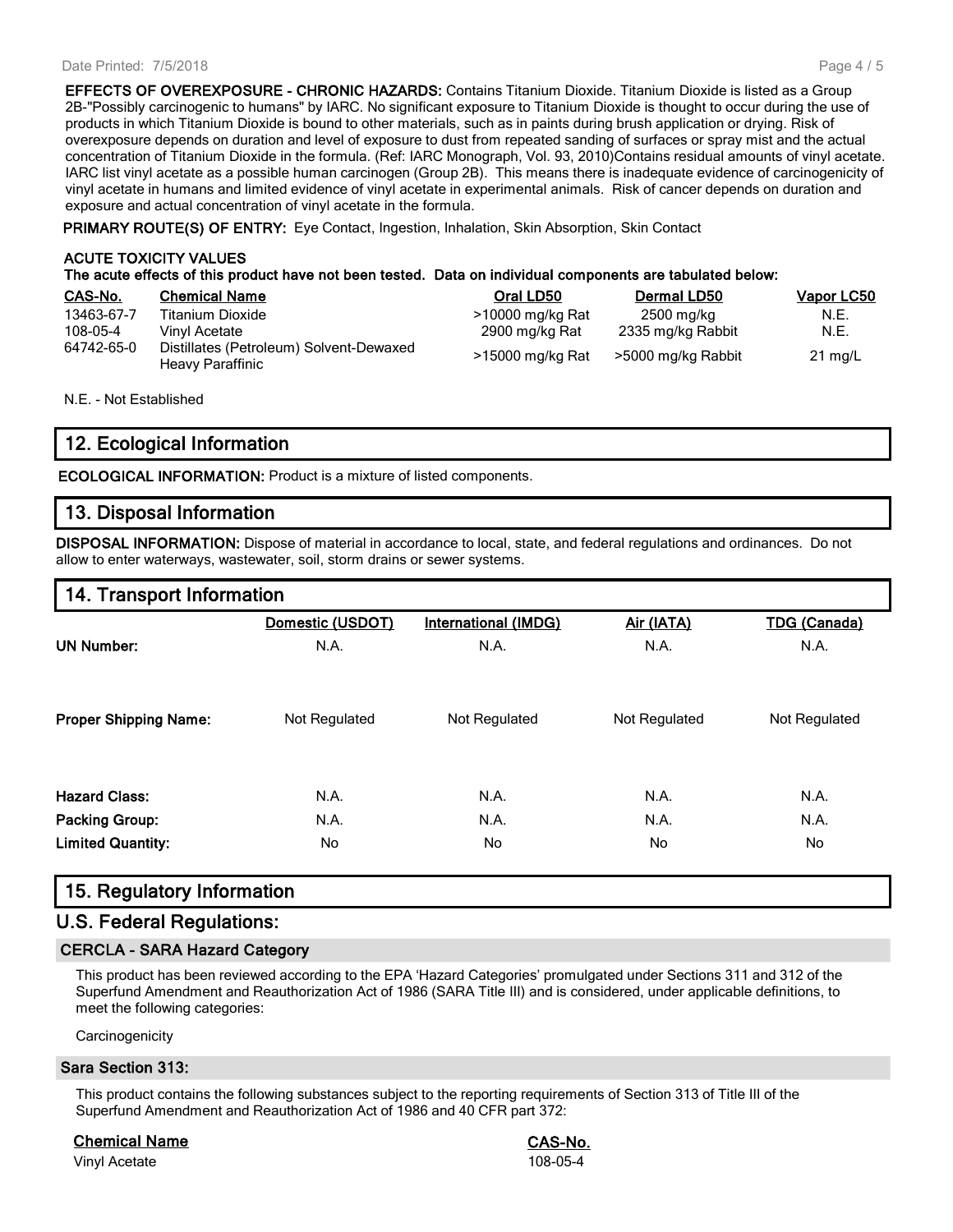**EFFECTS OF OVEREXPOSURE - CHRONIC HAZARDS:** Contains Titanium Dioxide. Titanium Dioxide is listed as a Group 2B-"Possibly carcinogenic to humans" by IARC. No significant exposure to Titanium Dioxide is thought to occur during the use of products in which Titanium Dioxide is bound to other materials, such as in paints during brush application or drying. Risk of overexposure depends on duration and level of exposure to dust from repeated sanding of surfaces or spray mist and the actual concentration of Titanium Dioxide in the formula. (Ref: IARC Monograph, Vol. 93, 2010)Contains residual amounts of vinyl acetate. IARC list vinyl acetate as a possible human carcinogen (Group 2B). This means there is inadequate evidence of carcinogenicity of vinyl acetate in humans and limited evidence of vinyl acetate in experimental animals. Risk of cancer depends on duration and exposure and actual concentration of vinyl acetate in the formula.

**PRIMARY ROUTE(S) OF ENTRY:** Eye Contact, Ingestion, Inhalation, Skin Absorption, Skin Contact

**ACUTE TOXICITY VALUES**
**The acute effects of this product have not been tested. Data on individual components are tabulated below:**

| CAS-No. | Chemical Name | Oral LD50 | Dermal LD50 | Vapor LC50 |
|---|---|---|---|---|
| 13463-67-7 | Titanium Dioxide | >10000 mg/kg Rat | 2500 mg/kg | N.E. |
| 108-05-4 | Vinyl Acetate | 2900 mg/kg Rat | 2335 mg/kg Rabbit | N.E. |
| 64742-65-0 | Distillates (Petroleum) Solvent-Dewaxed Heavy Paraffinic | >15000 mg/kg Rat | >5000 mg/kg Rabbit | 21 mg/L |

N.E. - Not Established

## 12. Ecological Information

**ECOLOGICAL INFORMATION:** Product is a mixture of listed components.

## 13. Disposal Information

**DISPOSAL INFORMATION:** Dispose of material in accordance to local, state, and federal regulations and ordinances. Do not allow to enter waterways, wastewater, soil, storm drains or sewer systems.

## 14. Transport Information

| | Domestic (USDOT) | International (IMDG) | Air (IATA) | TDG (Canada) |
|---|---|---|---|---|
| **UN Number:** | N.A. | N.A. | N.A. | N.A. |
| **Proper Shipping Name:** | Not Regulated | Not Regulated | Not Regulated | Not Regulated |
| **Hazard Class:** | N.A. | N.A. | N.A. | N.A. |
| **Packing Group:** | N.A. | N.A. | N.A. | N.A. |
| **Limited Quantity:** | No | No | No | No |

## 15. Regulatory Information

## U.S. Federal Regulations:

### CERCLA - SARA Hazard Category

This product has been reviewed according to the EPA 'Hazard Categories' promulgated under Sections 311 and 312 of the Superfund Amendment and Reauthorization Act of 1986 (SARA Title III) and is considered, under applicable definitions, to meet the following categories:

Carcinogenicity

### Sara Section 313:

This product contains the following substances subject to the reporting requirements of Section 313 of Title III of the Superfund Amendment and Reauthorization Act of 1986 and 40 CFR part 372:

| Chemical Name | CAS-No. |
|---|---|
| Vinyl Acetate | 108-05-4 |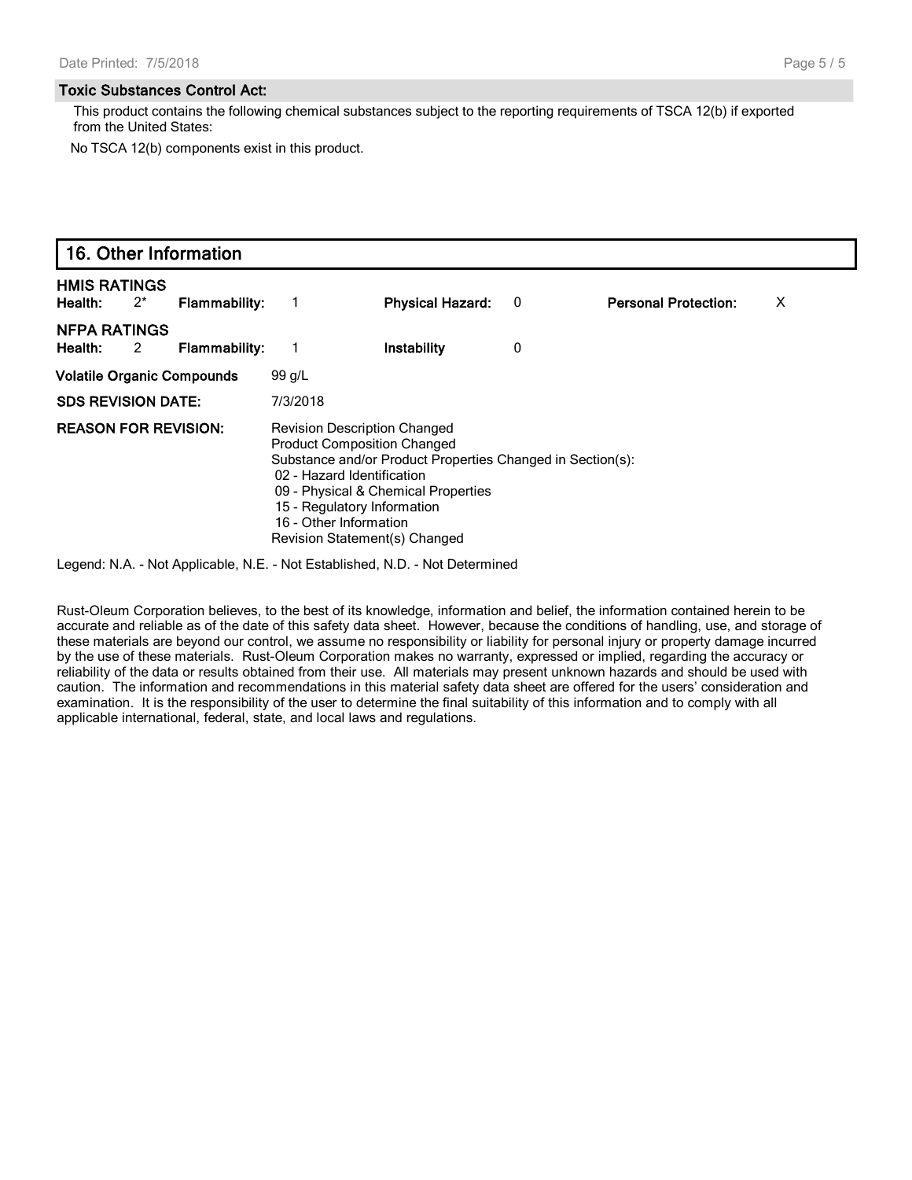### Toxic Substances Control Act:

This product contains the following chemical substances subject to the reporting requirements of TSCA 12(b) if exported from the United States:

No TSCA 12(b) components exist in this product.

## 16. Other Information

**HMIS RATINGS**

| | | | | | | | |
|---|---|---|---|---|---|---|---|
| **Health:** | 2* | **Flammability:** | 1 | **Physical Hazard:** | 0 | **Personal Protection:** | X |

**NFPA RATINGS**

| | | | | | |
|---|---|---|---|---|---|
| **Health:** | 2 | **Flammability:** | 1 | **Instability** | 0 |

**Volatile Organic Compounds** 99 g/L

**SDS REVISION DATE:** 7/3/2018

**REASON FOR REVISION:**

Revision Description Changed
Product Composition Changed
Substance and/or Product Properties Changed in Section(s):
- 02 - Hazard Identification
- 09 - Physical & Chemical Properties
- 15 - Regulatory Information
- 16 - Other Information

Revision Statement(s) Changed

Legend: N.A. - Not Applicable, N.E. - Not Established, N.D. - Not Determined

Rust-Oleum Corporation believes, to the best of its knowledge, information and belief, the information contained herein to be accurate and reliable as of the date of this safety data sheet. However, because the conditions of handling, use, and storage of these materials are beyond our control, we assume no responsibility or liability for personal injury or property damage incurred by the use of these materials. Rust-Oleum Corporation makes no warranty, expressed or implied, regarding the accuracy or reliability of the data or results obtained from their use. All materials may present unknown hazards and should be used with caution. The information and recommendations in this material safety data sheet are offered for the users' consideration and examination. It is the responsibility of the user to determine the final suitability of this information and to comply with all applicable international, federal, state, and local laws and regulations.